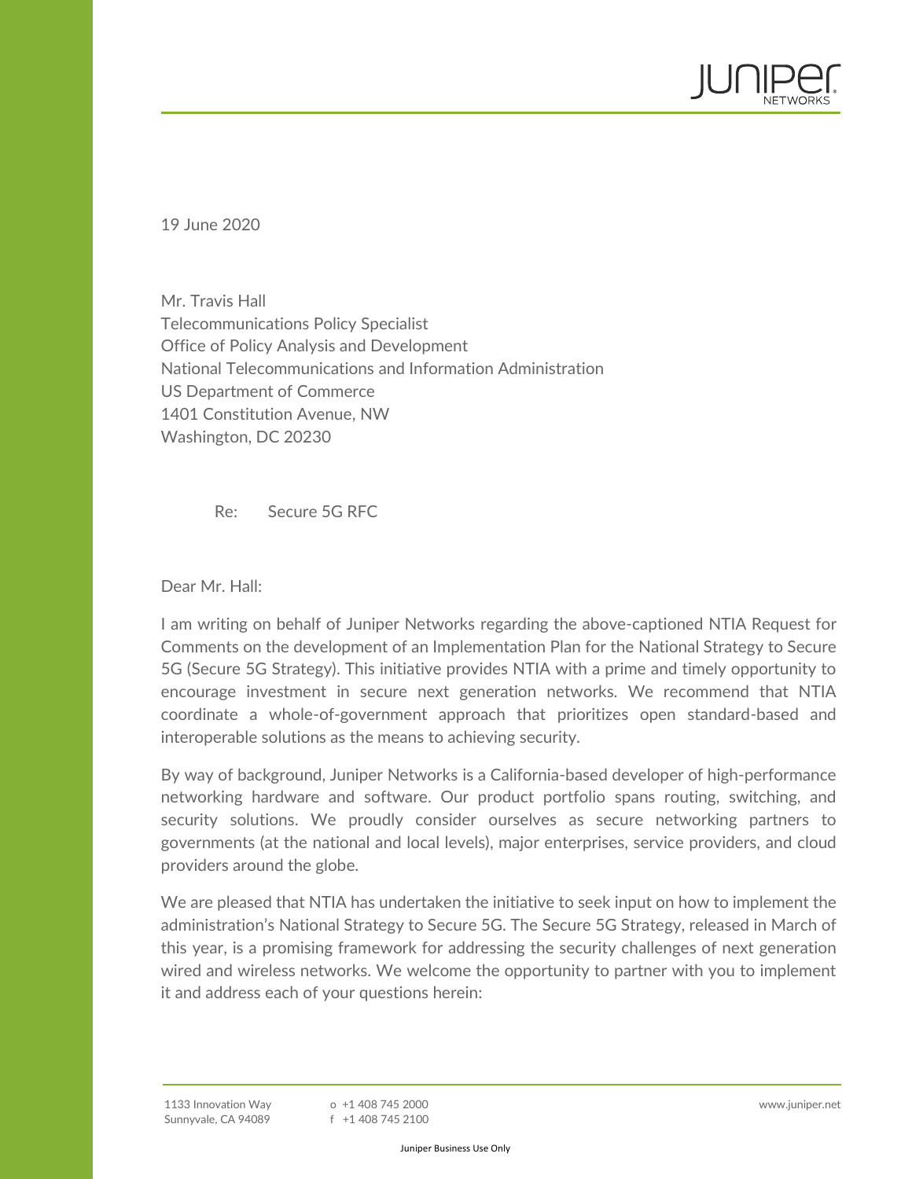19 June 2020

Mr. Travis Hall
Telecommunications Policy Specialist
Office of Policy Analysis and Development
National Telecommunications and Information Administration
US Department of Commerce
1401 Constitution Avenue, NW
Washington, DC 20230

Re: Secure 5G RFC

Dear Mr. Hall:

I am writing on behalf of Juniper Networks regarding the above-captioned NTIA Request for Comments on the development of an Implementation Plan for the National Strategy to Secure 5G (Secure 5G Strategy). This initiative provides NTIA with a prime and timely opportunity to encourage investment in secure next generation networks. We recommend that NTIA coordinate a whole-of-government approach that prioritizes open standard-based and interoperable solutions as the means to achieving security.

By way of background, Juniper Networks is a California-based developer of high-performance networking hardware and software. Our product portfolio spans routing, switching, and security solutions. We proudly consider ourselves as secure networking partners to governments (at the national and local levels), major enterprises, service providers, and cloud providers around the globe.

We are pleased that NTIA has undertaken the initiative to seek input on how to implement the administration's National Strategy to Secure 5G. The Secure 5G Strategy, released in March of this year, is a promising framework for addressing the security challenges of next generation wired and wireless networks. We welcome the opportunity to partner with you to implement it and address each of your questions herein: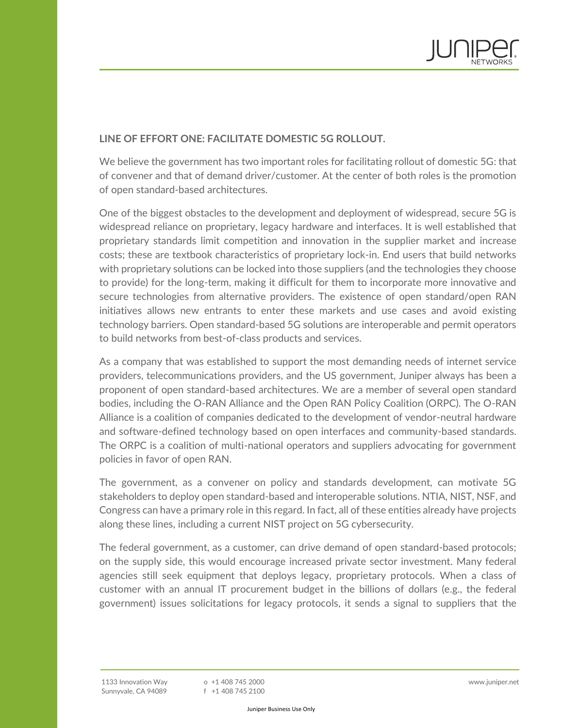## LINE OF EFFORT ONE: FACILITATE DOMESTIC 5G ROLLOUT.

We believe the government has two important roles for facilitating rollout of domestic 5G: that of convener and that of demand driver/customer. At the center of both roles is the promotion of open standard-based architectures.

One of the biggest obstacles to the development and deployment of widespread, secure 5G is widespread reliance on proprietary, legacy hardware and interfaces. It is well established that proprietary standards limit competition and innovation in the supplier market and increase costs; these are textbook characteristics of proprietary lock-in. End users that build networks with proprietary solutions can be locked into those suppliers (and the technologies they choose to provide) for the long-term, making it difficult for them to incorporate more innovative and secure technologies from alternative providers. The existence of open standard/open RAN initiatives allows new entrants to enter these markets and use cases and avoid existing technology barriers. Open standard-based 5G solutions are interoperable and permit operators to build networks from best-of-class products and services.

As a company that was established to support the most demanding needs of internet service providers, telecommunications providers, and the US government, Juniper always has been a proponent of open standard-based architectures. We are a member of several open standard bodies, including the O-RAN Alliance and the Open RAN Policy Coalition (ORPC). The O-RAN Alliance is a coalition of companies dedicated to the development of vendor-neutral hardware and software-defined technology based on open interfaces and community-based standards. The ORPC is a coalition of multi-national operators and suppliers advocating for government policies in favor of open RAN.

The government, as a convener on policy and standards development, can motivate 5G stakeholders to deploy open standard-based and interoperable solutions. NTIA, NIST, NSF, and Congress can have a primary role in this regard. In fact, all of these entities already have projects along these lines, including a current NIST project on 5G cybersecurity.

The federal government, as a customer, can drive demand of open standard-based protocols; on the supply side, this would encourage increased private sector investment. Many federal agencies still seek equipment that deploys legacy, proprietary protocols. When a class of customer with an annual IT procurement budget in the billions of dollars (e.g., the federal government) issues solicitations for legacy protocols, it sends a signal to suppliers that the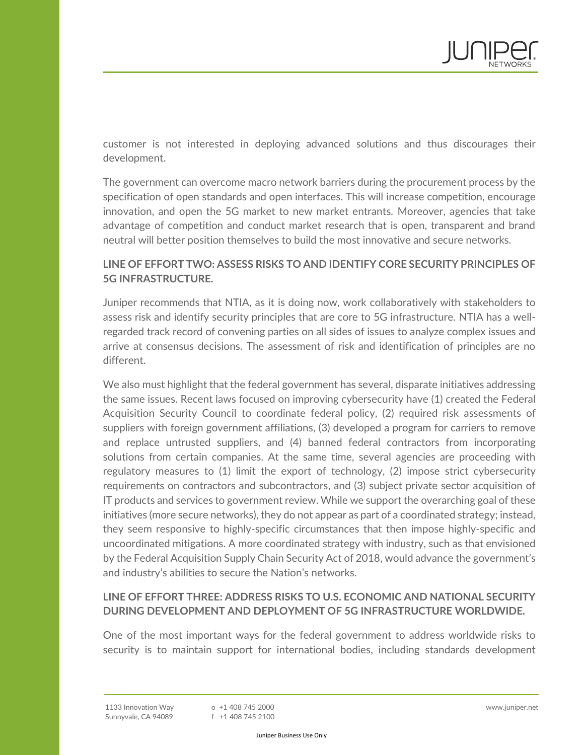customer is not interested in deploying advanced solutions and thus discourages their development.

The government can overcome macro network barriers during the procurement process by the specification of open standards and open interfaces. This will increase competition, encourage innovation, and open the 5G market to new market entrants. Moreover, agencies that take advantage of competition and conduct market research that is open, transparent and brand neutral will better position themselves to build the most innovative and secure networks.

**LINE OF EFFORT TWO: ASSESS RISKS TO AND IDENTIFY CORE SECURITY PRINCIPLES OF 5G INFRASTRUCTURE.**

Juniper recommends that NTIA, as it is doing now, work collaboratively with stakeholders to assess risk and identify security principles that are core to 5G infrastructure. NTIA has a well-regarded track record of convening parties on all sides of issues to analyze complex issues and arrive at consensus decisions. The assessment of risk and identification of principles are no different.

We also must highlight that the federal government has several, disparate initiatives addressing the same issues. Recent laws focused on improving cybersecurity have (1) created the Federal Acquisition Security Council to coordinate federal policy, (2) required risk assessments of suppliers with foreign government affiliations, (3) developed a program for carriers to remove and replace untrusted suppliers, and (4) banned federal contractors from incorporating solutions from certain companies. At the same time, several agencies are proceeding with regulatory measures to (1) limit the export of technology, (2) impose strict cybersecurity requirements on contractors and subcontractors, and (3) subject private sector acquisition of IT products and services to government review. While we support the overarching goal of these initiatives (more secure networks), they do not appear as part of a coordinated strategy; instead, they seem responsive to highly-specific circumstances that then impose highly-specific and uncoordinated mitigations. A more coordinated strategy with industry, such as that envisioned by the Federal Acquisition Supply Chain Security Act of 2018, would advance the government's and industry's abilities to secure the Nation's networks.

**LINE OF EFFORT THREE: ADDRESS RISKS TO U.S. ECONOMIC AND NATIONAL SECURITY DURING DEVELOPMENT AND DEPLOYMENT OF 5G INFRASTRUCTURE WORLDWIDE.**

One of the most important ways for the federal government to address worldwide risks to security is to maintain support for international bodies, including standards development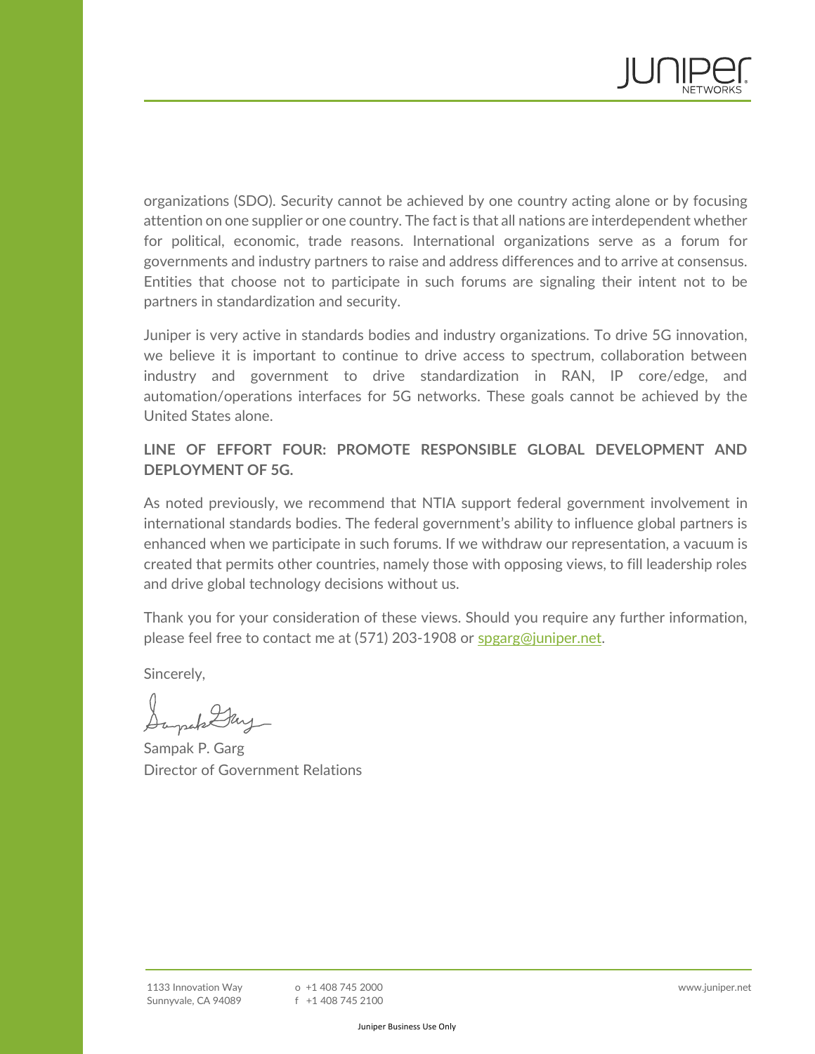organizations (SDO). Security cannot be achieved by one country acting alone or by focusing attention on one supplier or one country. The fact is that all nations are interdependent whether for political, economic, trade reasons. International organizations serve as a forum for governments and industry partners to raise and address differences and to arrive at consensus. Entities that choose not to participate in such forums are signaling their intent not to be partners in standardization and security.

Juniper is very active in standards bodies and industry organizations. To drive 5G innovation, we believe it is important to continue to drive access to spectrum, collaboration between industry and government to drive standardization in RAN, IP core/edge, and automation/operations interfaces for 5G networks. These goals cannot be achieved by the United States alone.

**LINE OF EFFORT FOUR: PROMOTE RESPONSIBLE GLOBAL DEVELOPMENT AND DEPLOYMENT OF 5G.**

As noted previously, we recommend that NTIA support federal government involvement in international standards bodies. The federal government's ability to influence global partners is enhanced when we participate in such forums. If we withdraw our representation, a vacuum is created that permits other countries, namely those with opposing views, to fill leadership roles and drive global technology decisions without us.

Thank you for your consideration of these views. Should you require any further information, please feel free to contact me at (571) 203-1908 or spgarg@juniper.net.

Sincerely,

Sampak P. Garg
Director of Government Relations